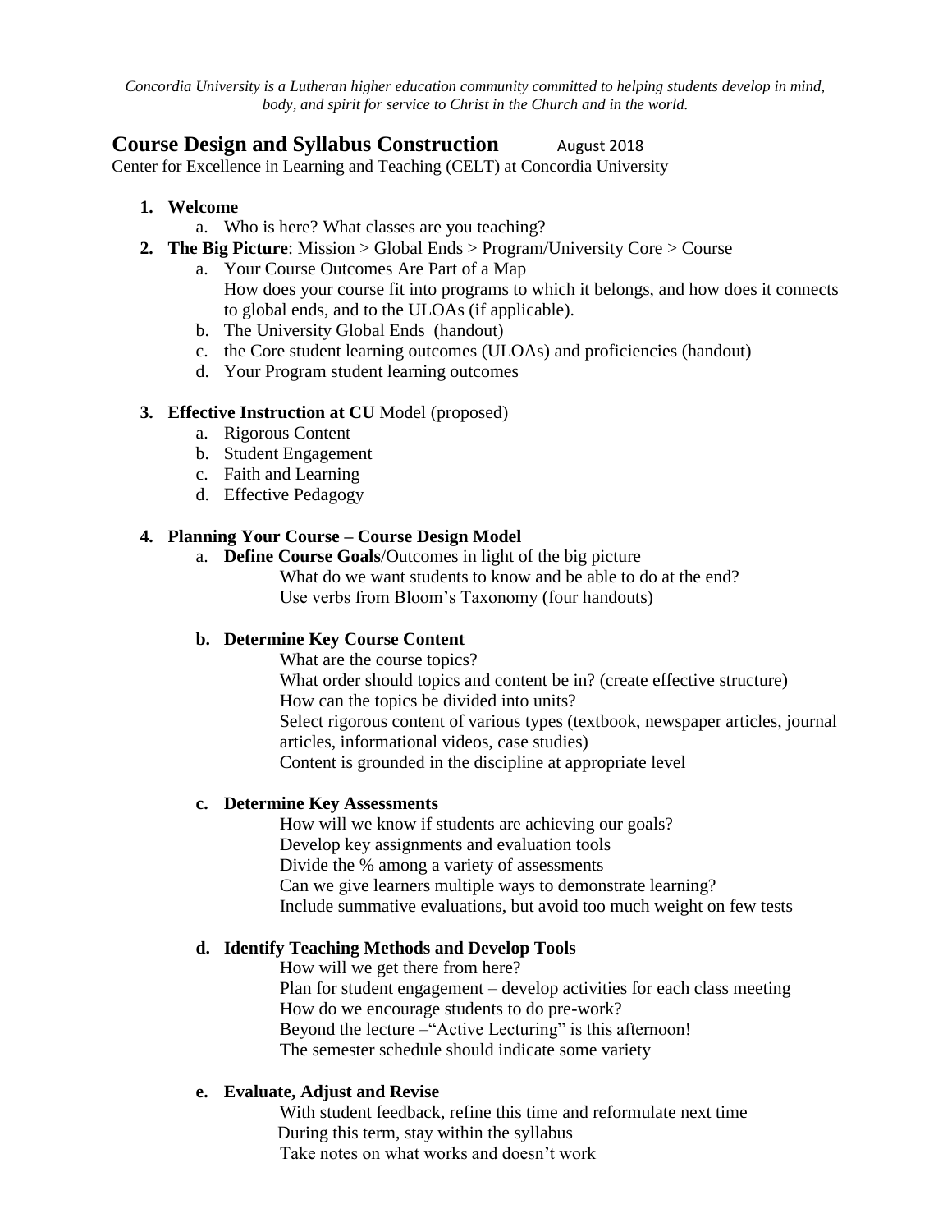*Concordia University is a Lutheran higher education community committed to helping students develop in mind, body, and spirit for service to Christ in the Church and in the world.*

## Course Design and Syllabus Construction August 2018

Center for Excellence in Learning and Teaching (CELT) at Concordia University

1. **Welcome**
    a. Who is here? What classes are you teaching?
2. **The Big Picture**: Mission > Global Ends > Program/University Core > Course
    a. Your Course Outcomes Are Part of a Map
    How does your course fit into programs to which it belongs, and how does it connects to global ends, and to the ULOAs (if applicable).
    b. The University Global Ends (handout)
    c. the Core student learning outcomes (ULOAs) and proficiencies (handout)
    d. Your Program student learning outcomes

3. **Effective Instruction at CU** Model (proposed)
    a. Rigorous Content
    b. Student Engagement
    c. Faith and Learning
    d. Effective Pedagogy

4. **Planning Your Course – Course Design Model**
    a. **Define Course Goals**/Outcomes in light of the big picture
    What do we want students to know and be able to do at the end?
    Use verbs from Bloom's Taxonomy (four handouts)

    b. **Determine Key Course Content**
    What are the course topics?
    What order should topics and content be in? (create effective structure)
    How can the topics be divided into units?
    Select rigorous content of various types (textbook, newspaper articles, journal articles, informational videos, case studies)
    Content is grounded in the discipline at appropriate level

    c. **Determine Key Assessments**
    How will we know if students are achieving our goals?
    Develop key assignments and evaluation tools
    Divide the % among a variety of assessments
    Can we give learners multiple ways to demonstrate learning?
    Include summative evaluations, but avoid too much weight on few tests

    d. **Identify Teaching Methods and Develop Tools**
    How will we get there from here?
    Plan for student engagement – develop activities for each class meeting
    How do we encourage students to do pre-work?
    Beyond the lecture –"Active Lecturing" is this afternoon!
    The semester schedule should indicate some variety

    e. **Evaluate, Adjust and Revise**
    With student feedback, refine this time and reformulate next time
    During this term, stay within the syllabus
    Take notes on what works and doesn't work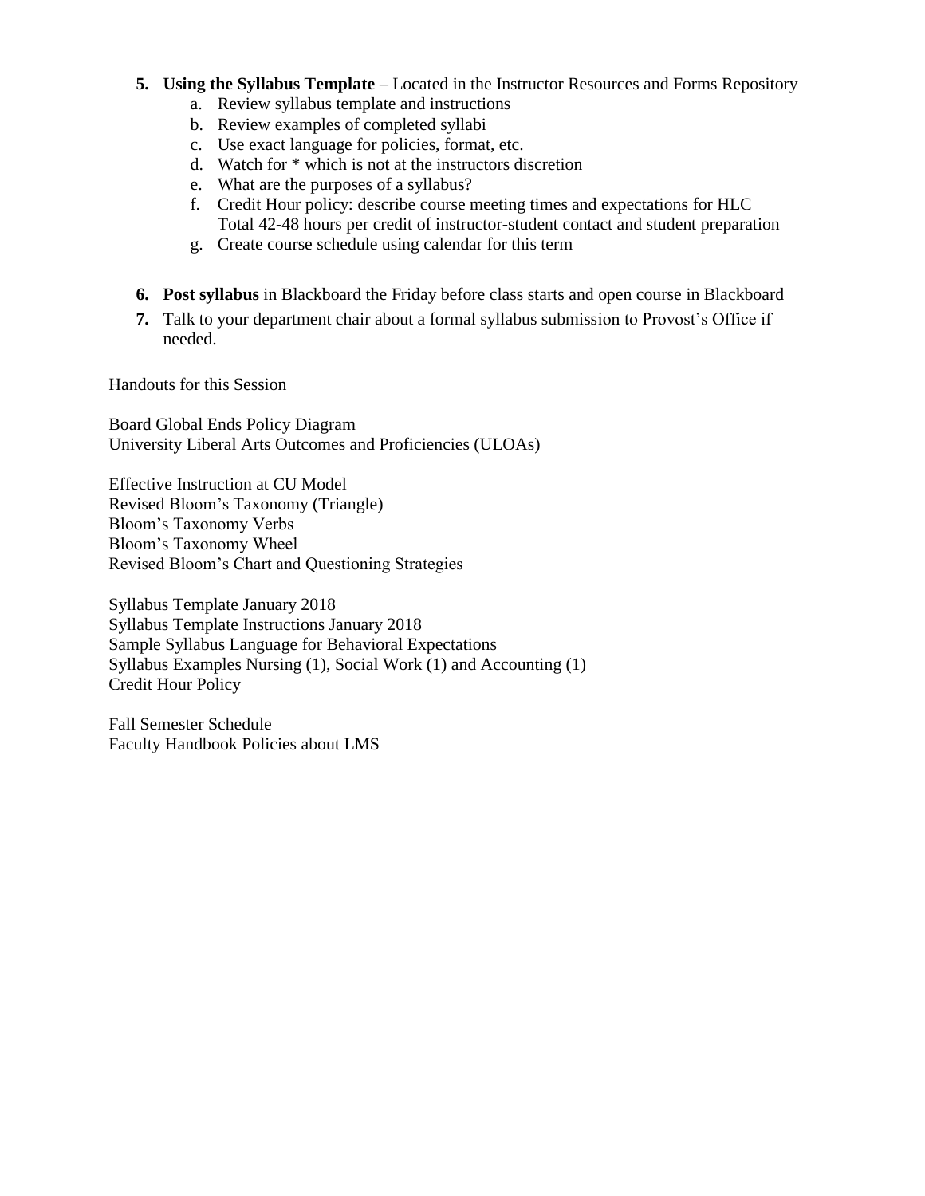5. **Using the Syllabus Template** – Located in the Instructor Resources and Forms Repository
    a. Review syllabus template and instructions
    b. Review examples of completed syllabi
    c. Use exact language for policies, format, etc.
    d. Watch for * which is not at the instructors discretion
    e. What are the purposes of a syllabus?
    f. Credit Hour policy: describe course meeting times and expectations for HLC Total 42-48 hours per credit of instructor-student contact and student preparation
    g. Create course schedule using calendar for this term

6. **Post syllabus** in Blackboard the Friday before class starts and open course in Blackboard
7. Talk to your department chair about a formal syllabus submission to Provost's Office if needed.

Handouts for this Session

Board Global Ends Policy Diagram
University Liberal Arts Outcomes and Proficiencies (ULOAs)

Effective Instruction at CU Model
Revised Bloom's Taxonomy (Triangle)
Bloom's Taxonomy Verbs
Bloom's Taxonomy Wheel
Revised Bloom's Chart and Questioning Strategies

Syllabus Template January 2018
Syllabus Template Instructions January 2018
Sample Syllabus Language for Behavioral Expectations
Syllabus Examples Nursing (1), Social Work (1) and Accounting (1)
Credit Hour Policy

Fall Semester Schedule
Faculty Handbook Policies about LMS